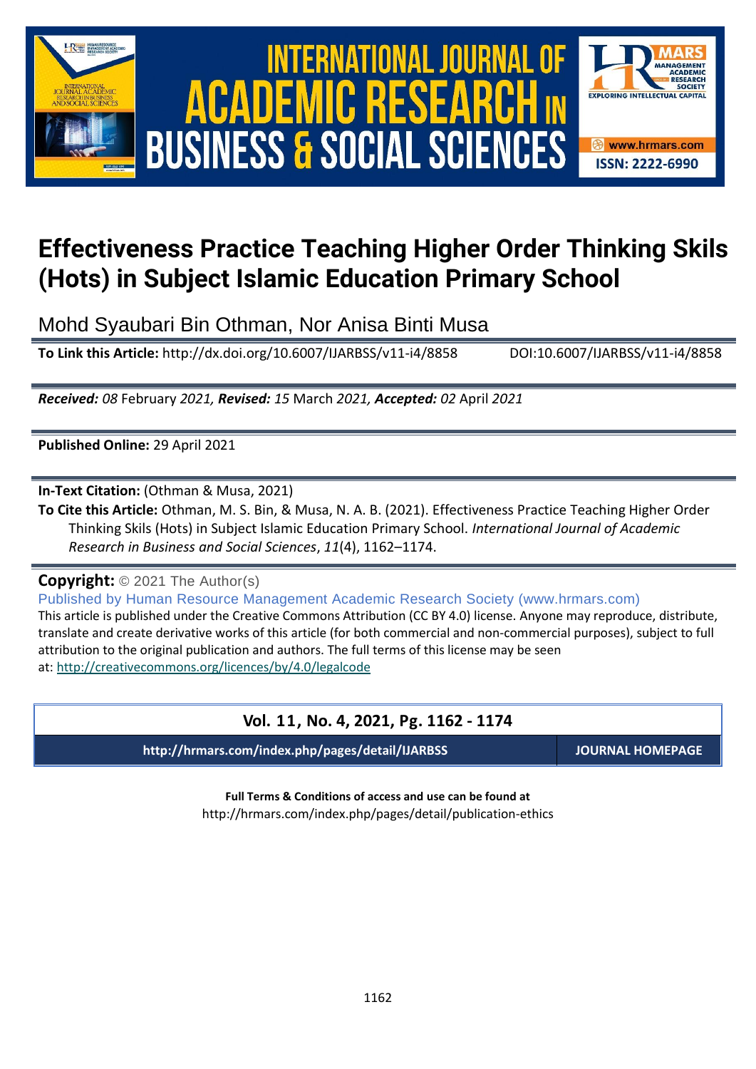# Effectiveness Practice Teaching Higher Order Thinking Skils (Hots) in Subject Islamic Education Primary School

Mohd Syaubari Bin Othman, Nor Anisa Binti Musa

**To Link this Article:** http://dx.doi.org/10.6007/IJARBSS/v11-i4/8858 DOI:10.6007/IJARBSS/v11-i4/8858

***Received:** 08* February *2021, **Revised:** 15* March *2021, **Accepted:** 02* April *2021*

**Published Online:** 29 April 2021

**In-Text Citation:** (Othman & Musa, 2021)

**To Cite this Article:** Othman, M. S. Bin, & Musa, N. A. B. (2021). Effectiveness Practice Teaching Higher Order Thinking Skils (Hots) in Subject Islamic Education Primary School. *International Journal of Academic Research in Business and Social Sciences*, *11*(4), 1162–1174.

**Copyright:** © 2021 The Author(s)

Published by Human Resource Management Academic Research Society (www.hrmars.com)

This article is published under the Creative Commons Attribution (CC BY 4.0) license. Anyone may reproduce, distribute, translate and create derivative works of this article (for both commercial and non-commercial purposes), subject to full attribution to the original publication and authors. The full terms of this license may be seen at: http://creativecommons.org/licences/by/4.0/legalcode

**Vol. 11, No. 4, 2021, Pg. 1162 - 1174**

**http://hrmars.com/index.php/pages/detail/IJARBSS** **JOURNAL HOMEPAGE**

**Full Terms & Conditions of access and use can be found at**
http://hrmars.com/index.php/pages/detail/publication-ethics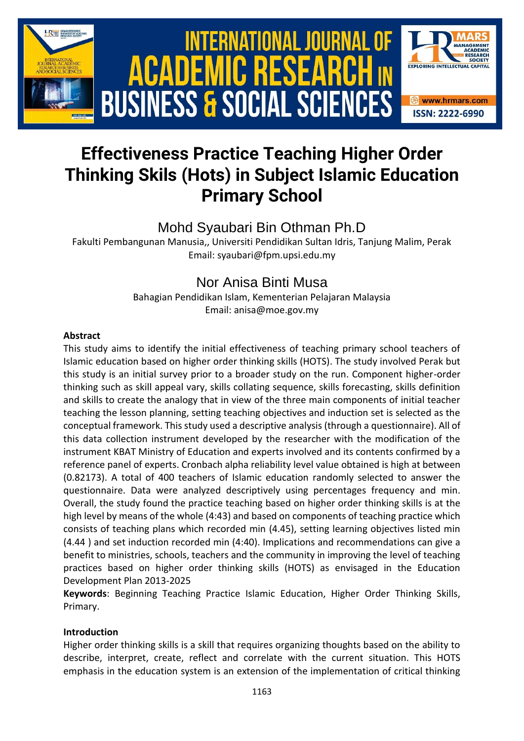# Effectiveness Practice Teaching Higher Order Thinking Skils (Hots) in Subject Islamic Education Primary School

Mohd Syaubari Bin Othman Ph.D

Fakulti Pembangunan Manusia,, Universiti Pendidikan Sultan Idris, Tanjung Malim, Perak
Email: syaubari@fpm.upsi.edu.my

Nor Anisa Binti Musa

Bahagian Pendidikan Islam, Kementerian Pelajaran Malaysia
Email: anisa@moe.gov.my

**Abstract**

This study aims to identify the initial effectiveness of teaching primary school teachers of Islamic education based on higher order thinking skills (HOTS). The study involved Perak but this study is an initial survey prior to a broader study on the run. Component higher-order thinking such as skill appeal vary, skills collating sequence, skills forecasting, skills definition and skills to create the analogy that in view of the three main components of initial teacher teaching the lesson planning, setting teaching objectives and induction set is selected as the conceptual framework. This study used a descriptive analysis (through a questionnaire). All of this data collection instrument developed by the researcher with the modification of the instrument KBAT Ministry of Education and experts involved and its contents confirmed by a reference panel of experts. Cronbach alpha reliability level value obtained is high at between (0.82173). A total of 400 teachers of Islamic education randomly selected to answer the questionnaire. Data were analyzed descriptively using percentages frequency and min. Overall, the study found the practice teaching based on higher order thinking skills is at the high level by means of the whole (4:43) and based on components of teaching practice which consists of teaching plans which recorded min (4.45), setting learning objectives listed min (4.44 ) and set induction recorded min (4:40). Implications and recommendations can give a benefit to ministries, schools, teachers and the community in improving the level of teaching practices based on higher order thinking skills (HOTS) as envisaged in the Education Development Plan 2013-2025

**Keywords**: Beginning Teaching Practice Islamic Education, Higher Order Thinking Skills, Primary.

**Introduction**

Higher order thinking skills is a skill that requires organizing thoughts based on the ability to describe, interpret, create, reflect and correlate with the current situation. This HOTS emphasis in the education system is an extension of the implementation of critical thinking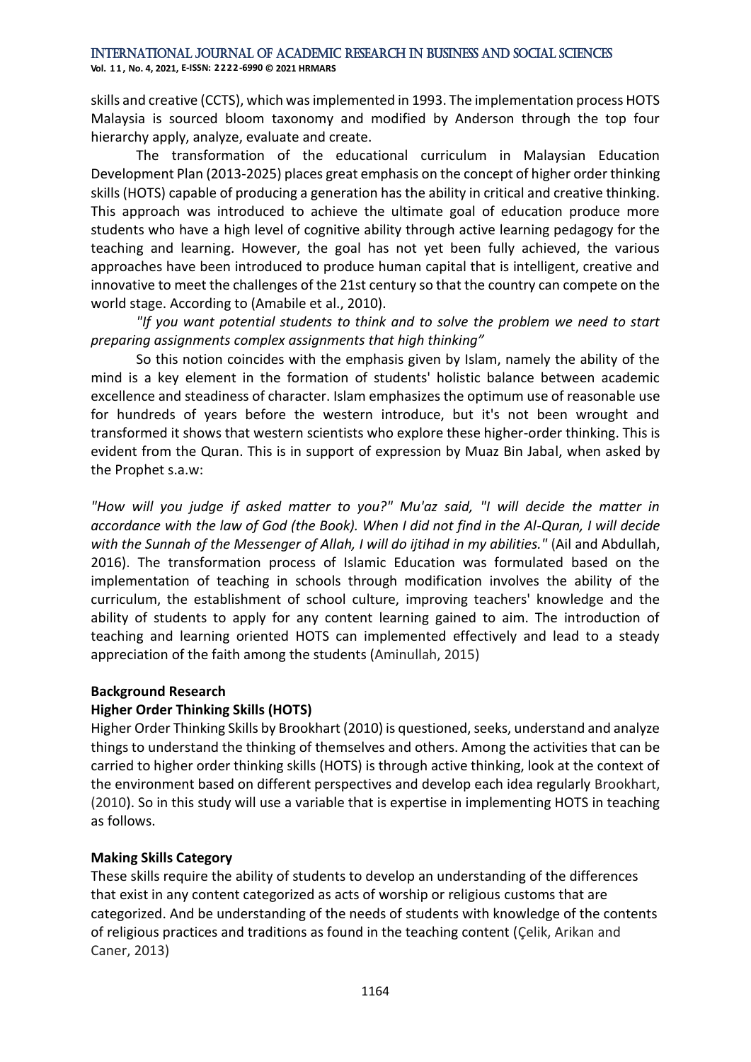skills and creative (CCTS), which was implemented in 1993. The implementation process HOTS Malaysia is sourced bloom taxonomy and modified by Anderson through the top four hierarchy apply, analyze, evaluate and create.

The transformation of the educational curriculum in Malaysian Education Development Plan (2013-2025) places great emphasis on the concept of higher order thinking skills (HOTS) capable of producing a generation has the ability in critical and creative thinking. This approach was introduced to achieve the ultimate goal of education produce more students who have a high level of cognitive ability through active learning pedagogy for the teaching and learning. However, the goal has not yet been fully achieved, the various approaches have been introduced to produce human capital that is intelligent, creative and innovative to meet the challenges of the 21st century so that the country can compete on the world stage. According to (Amabile et al., 2010).

*"If you want potential students to think and to solve the problem we need to start preparing assignments complex assignments that high thinking"*

So this notion coincides with the emphasis given by Islam, namely the ability of the mind is a key element in the formation of students' holistic balance between academic excellence and steadiness of character. Islam emphasizes the optimum use of reasonable use for hundreds of years before the western introduce, but it's not been wrought and transformed it shows that western scientists who explore these higher-order thinking. This is evident from the Quran. This is in support of expression by Muaz Bin Jabal, when asked by the Prophet s.a.w:

*"How will you judge if asked matter to you?" Mu'az said, "I will decide the matter in accordance with the law of God (the Book). When I did not find in the Al-Quran, I will decide with the Sunnah of the Messenger of Allah, I will do ijtihad in my abilities."* (Ail and Abdullah, 2016). The transformation process of Islamic Education was formulated based on the implementation of teaching in schools through modification involves the ability of the curriculum, the establishment of school culture, improving teachers' knowledge and the ability of students to apply for any content learning gained to aim. The introduction of teaching and learning oriented HOTS can implemented effectively and lead to a steady appreciation of the faith among the students (Aminullah, 2015)

**Background Research**

**Higher Order Thinking Skills (HOTS)**

Higher Order Thinking Skills by Brookhart (2010) is questioned, seeks, understand and analyze things to understand the thinking of themselves and others. Among the activities that can be carried to higher order thinking skills (HOTS) is through active thinking, look at the context of the environment based on different perspectives and develop each idea regularly Brookhart, (2010). So in this study will use a variable that is expertise in implementing HOTS in teaching as follows.

**Making Skills Category**

These skills require the ability of students to develop an understanding of the differences that exist in any content categorized as acts of worship or religious customs that are categorized. And be understanding of the needs of students with knowledge of the contents of religious practices and traditions as found in the teaching content (Çelik, Arikan and Caner, 2013)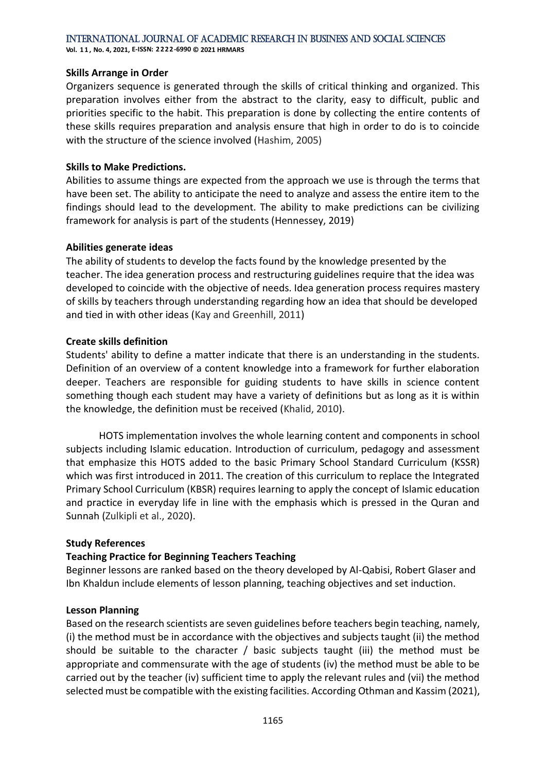**Skills Arrange in Order**

Organizers sequence is generated through the skills of critical thinking and organized. This preparation involves either from the abstract to the clarity, easy to difficult, public and priorities specific to the habit. This preparation is done by collecting the entire contents of these skills requires preparation and analysis ensure that high in order to do is to coincide with the structure of the science involved (Hashim, 2005)

**Skills to Make Predictions.**

Abilities to assume things are expected from the approach we use is through the terms that have been set. The ability to anticipate the need to analyze and assess the entire item to the findings should lead to the development. The ability to make predictions can be civilizing framework for analysis is part of the students (Hennessey, 2019)

**Abilities generate ideas**

The ability of students to develop the facts found by the knowledge presented by the teacher. The idea generation process and restructuring guidelines require that the idea was developed to coincide with the objective of needs. Idea generation process requires mastery of skills by teachers through understanding regarding how an idea that should be developed and tied in with other ideas (Kay and Greenhill, 2011)

**Create skills definition**

Students' ability to define a matter indicate that there is an understanding in the students. Definition of an overview of a content knowledge into a framework for further elaboration deeper. Teachers are responsible for guiding students to have skills in science content something though each student may have a variety of definitions but as long as it is within the knowledge, the definition must be received (Khalid, 2010).

HOTS implementation involves the whole learning content and components in school subjects including Islamic education. Introduction of curriculum, pedagogy and assessment that emphasize this HOTS added to the basic Primary School Standard Curriculum (KSSR) which was first introduced in 2011. The creation of this curriculum to replace the Integrated Primary School Curriculum (KBSR) requires learning to apply the concept of Islamic education and practice in everyday life in line with the emphasis which is pressed in the Quran and Sunnah (Zulkipli et al., 2020).

**Study References**

**Teaching Practice for Beginning Teachers Teaching**

Beginner lessons are ranked based on the theory developed by Al-Qabisi, Robert Glaser and Ibn Khaldun include elements of lesson planning, teaching objectives and set induction.

**Lesson Planning**

Based on the research scientists are seven guidelines before teachers begin teaching, namely, (i) the method must be in accordance with the objectives and subjects taught (ii) the method should be suitable to the character / basic subjects taught (iii) the method must be appropriate and commensurate with the age of students (iv) the method must be able to be carried out by the teacher (iv) sufficient time to apply the relevant rules and (vii) the method selected must be compatible with the existing facilities. According Othman and Kassim (2021),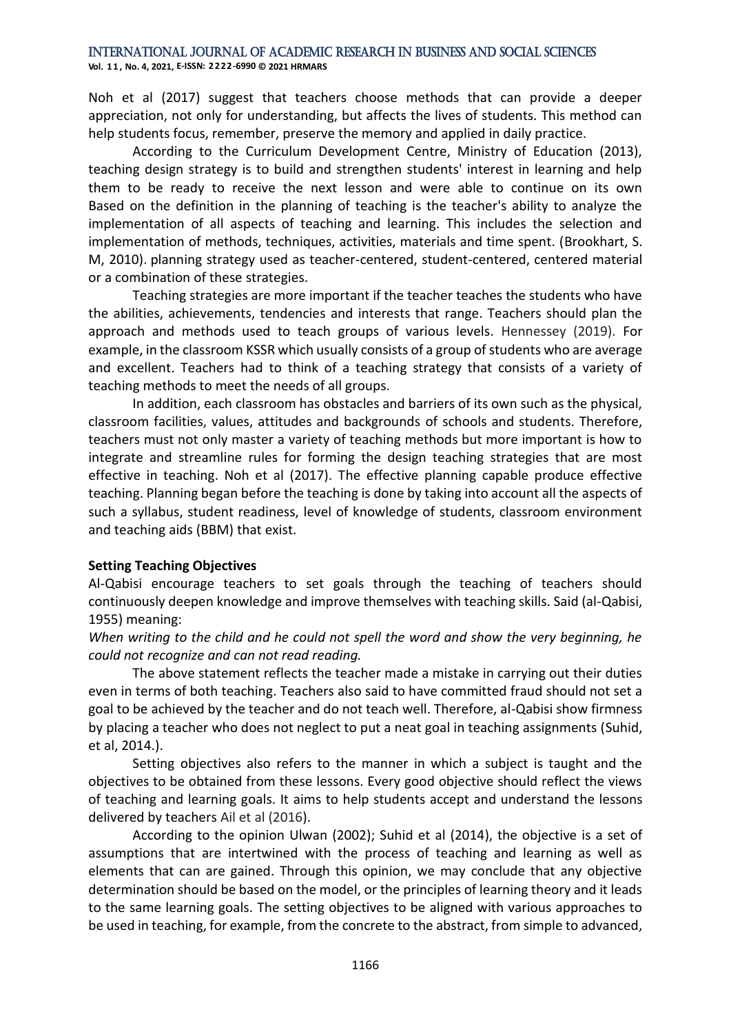Noh et al (2017) suggest that teachers choose methods that can provide a deeper appreciation, not only for understanding, but affects the lives of students. This method can help students focus, remember, preserve the memory and applied in daily practice.

According to the Curriculum Development Centre, Ministry of Education (2013), teaching design strategy is to build and strengthen students' interest in learning and help them to be ready to receive the next lesson and were able to continue on its own Based on the definition in the planning of teaching is the teacher's ability to analyze the implementation of all aspects of teaching and learning. This includes the selection and implementation of methods, techniques, activities, materials and time spent. (Brookhart, S. M, 2010). planning strategy used as teacher-centered, student-centered, centered material or a combination of these strategies.

Teaching strategies are more important if the teacher teaches the students who have the abilities, achievements, tendencies and interests that range. Teachers should plan the approach and methods used to teach groups of various levels. Hennessey (2019). For example, in the classroom KSSR which usually consists of a group of students who are average and excellent. Teachers had to think of a teaching strategy that consists of a variety of teaching methods to meet the needs of all groups.

In addition, each classroom has obstacles and barriers of its own such as the physical, classroom facilities, values, attitudes and backgrounds of schools and students. Therefore, teachers must not only master a variety of teaching methods but more important is how to integrate and streamline rules for forming the design teaching strategies that are most effective in teaching. Noh et al (2017). The effective planning capable produce effective teaching. Planning began before the teaching is done by taking into account all the aspects of such a syllabus, student readiness, level of knowledge of students, classroom environment and teaching aids (BBM) that exist.

**Setting Teaching Objectives**

Al-Qabisi encourage teachers to set goals through the teaching of teachers should continuously deepen knowledge and improve themselves with teaching skills. Said (al-Qabisi, 1955) meaning:

*When writing to the child and he could not spell the word and show the very beginning, he could not recognize and can not read reading.*

The above statement reflects the teacher made a mistake in carrying out their duties even in terms of both teaching. Teachers also said to have committed fraud should not set a goal to be achieved by the teacher and do not teach well. Therefore, al-Qabisi show firmness by placing a teacher who does not neglect to put a neat goal in teaching assignments (Suhid, et al, 2014.).

Setting objectives also refers to the manner in which a subject is taught and the objectives to be obtained from these lessons. Every good objective should reflect the views of teaching and learning goals. It aims to help students accept and understand the lessons delivered by teachers Ail et al (2016).

According to the opinion Ulwan (2002); Suhid et al (2014), the objective is a set of assumptions that are intertwined with the process of teaching and learning as well as elements that can are gained. Through this opinion, we may conclude that any objective determination should be based on the model, or the principles of learning theory and it leads to the same learning goals. The setting objectives to be aligned with various approaches to be used in teaching, for example, from the concrete to the abstract, from simple to advanced,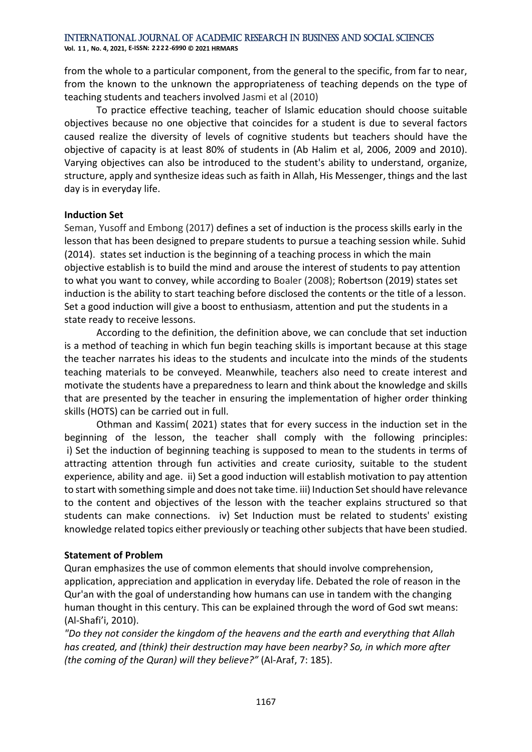from the whole to a particular component, from the general to the specific, from far to near, from the known to the unknown the appropriateness of teaching depends on the type of teaching students and teachers involved Jasmi et al (2010)

To practice effective teaching, teacher of Islamic education should choose suitable objectives because no one objective that coincides for a student is due to several factors caused realize the diversity of levels of cognitive students but teachers should have the objective of capacity is at least 80% of students in (Ab Halim et al, 2006, 2009 and 2010). Varying objectives can also be introduced to the student's ability to understand, organize, structure, apply and synthesize ideas such as faith in Allah, His Messenger, things and the last day is in everyday life.

**Induction Set**

Seman, Yusoff and Embong (2017) defines a set of induction is the process skills early in the lesson that has been designed to prepare students to pursue a teaching session while. Suhid (2014). states set induction is the beginning of a teaching process in which the main objective establish is to build the mind and arouse the interest of students to pay attention to what you want to convey, while according to Boaler (2008); Robertson (2019) states set induction is the ability to start teaching before disclosed the contents or the title of a lesson. Set a good induction will give a boost to enthusiasm, attention and put the students in a state ready to receive lessons.

According to the definition, the definition above, we can conclude that set induction is a method of teaching in which fun begin teaching skills is important because at this stage the teacher narrates his ideas to the students and inculcate into the minds of the students teaching materials to be conveyed. Meanwhile, teachers also need to create interest and motivate the students have a preparedness to learn and think about the knowledge and skills that are presented by the teacher in ensuring the implementation of higher order thinking skills (HOTS) can be carried out in full.

Othman and Kassim( 2021) states that for every success in the induction set in the beginning of the lesson, the teacher shall comply with the following principles: i) Set the induction of beginning teaching is supposed to mean to the students in terms of attracting attention through fun activities and create curiosity, suitable to the student experience, ability and age. ii) Set a good induction will establish motivation to pay attention to start with something simple and does not take time. iii) Induction Set should have relevance to the content and objectives of the lesson with the teacher explains structured so that students can make connections. iv) Set Induction must be related to students' existing knowledge related topics either previously or teaching other subjects that have been studied.

**Statement of Problem**

Quran emphasizes the use of common elements that should involve comprehension, application, appreciation and application in everyday life. Debated the role of reason in the Qur'an with the goal of understanding how humans can use in tandem with the changing human thought in this century. This can be explained through the word of God swt means: (Al-Shafi'i, 2010).

*"Do they not consider the kingdom of the heavens and the earth and everything that Allah has created, and (think) their destruction may have been nearby? So, in which more after (the coming of the Quran) will they believe?"* (Al-Araf, 7: 185).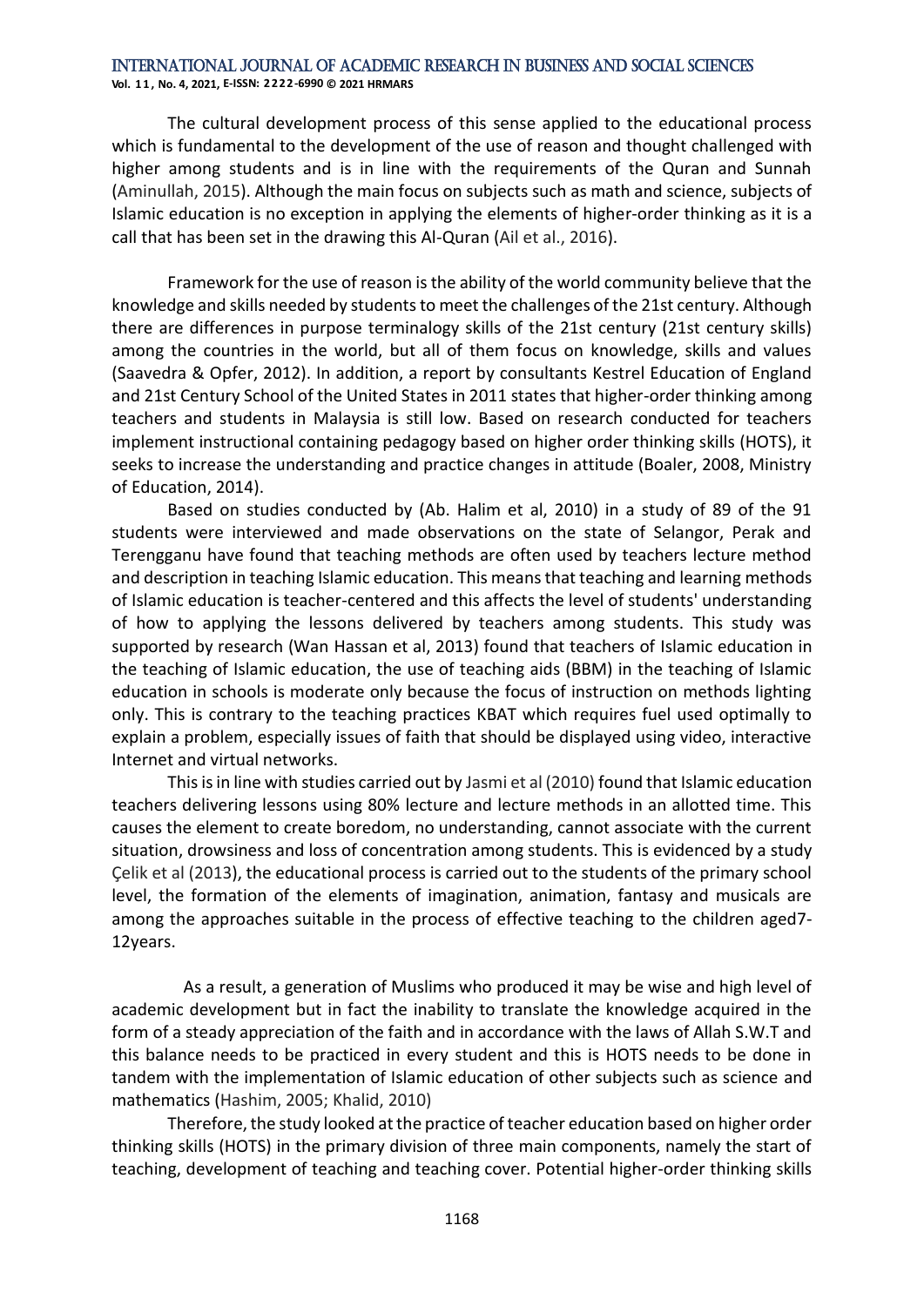The cultural development process of this sense applied to the educational process which is fundamental to the development of the use of reason and thought challenged with higher among students and is in line with the requirements of the Quran and Sunnah (Aminullah, 2015). Although the main focus on subjects such as math and science, subjects of Islamic education is no exception in applying the elements of higher-order thinking as it is a call that has been set in the drawing this Al-Quran (Ail et al., 2016).

Framework for the use of reason is the ability of the world community believe that the knowledge and skills needed by students to meet the challenges of the 21st century. Although there are differences in purpose terminalogy skills of the 21st century (21st century skills) among the countries in the world, but all of them focus on knowledge, skills and values (Saavedra & Opfer, 2012). In addition, a report by consultants Kestrel Education of England and 21st Century School of the United States in 2011 states that higher-order thinking among teachers and students in Malaysia is still low. Based on research conducted for teachers implement instructional containing pedagogy based on higher order thinking skills (HOTS), it seeks to increase the understanding and practice changes in attitude (Boaler, 2008, Ministry of Education, 2014).

Based on studies conducted by (Ab. Halim et al, 2010) in a study of 89 of the 91 students were interviewed and made observations on the state of Selangor, Perak and Terengganu have found that teaching methods are often used by teachers lecture method and description in teaching Islamic education. This means that teaching and learning methods of Islamic education is teacher-centered and this affects the level of students' understanding of how to applying the lessons delivered by teachers among students. This study was supported by research (Wan Hassan et al, 2013) found that teachers of Islamic education in the teaching of Islamic education, the use of teaching aids (BBM) in the teaching of Islamic education in schools is moderate only because the focus of instruction on methods lighting only. This is contrary to the teaching practices KBAT which requires fuel used optimally to explain a problem, especially issues of faith that should be displayed using video, interactive Internet and virtual networks.

This is in line with studies carried out by Jasmi et al (2010) found that Islamic education teachers delivering lessons using 80% lecture and lecture methods in an allotted time. This causes the element to create boredom, no understanding, cannot associate with the current situation, drowsiness and loss of concentration among students. This is evidenced by a study Çelik et al (2013), the educational process is carried out to the students of the primary school level, the formation of the elements of imagination, animation, fantasy and musicals are among the approaches suitable in the process of effective teaching to the children aged7-12years.

As a result, a generation of Muslims who produced it may be wise and high level of academic development but in fact the inability to translate the knowledge acquired in the form of a steady appreciation of the faith and in accordance with the laws of Allah S.W.T and this balance needs to be practiced in every student and this is HOTS needs to be done in tandem with the implementation of Islamic education of other subjects such as science and mathematics (Hashim, 2005; Khalid, 2010)

Therefore, the study looked at the practice of teacher education based on higher order thinking skills (HOTS) in the primary division of three main components, namely the start of teaching, development of teaching and teaching cover. Potential higher-order thinking skills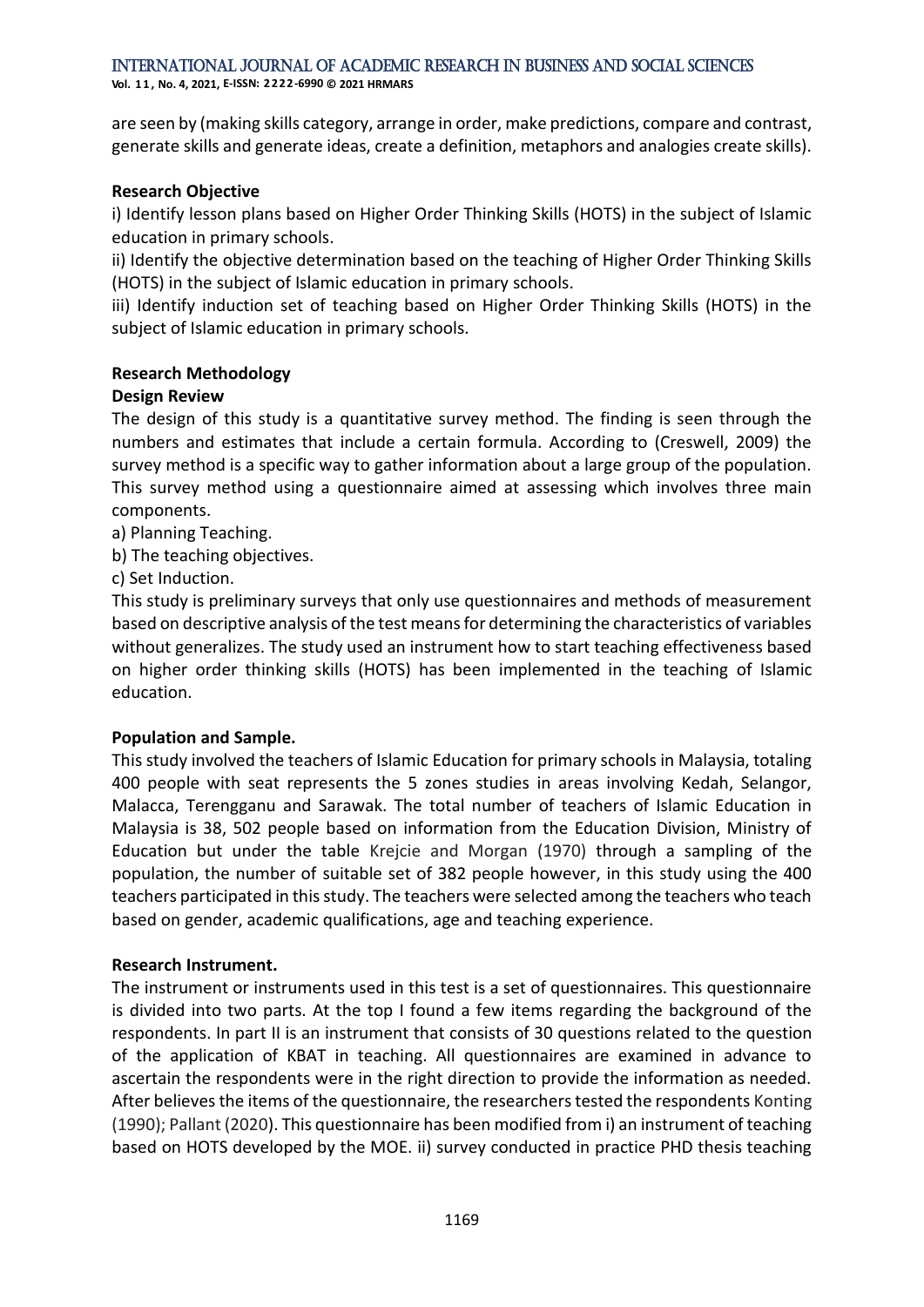are seen by (making skills category, arrange in order, make predictions, compare and contrast, generate skills and generate ideas, create a definition, metaphors and analogies create skills).

**Research Objective**

i) Identify lesson plans based on Higher Order Thinking Skills (HOTS) in the subject of Islamic education in primary schools.

ii) Identify the objective determination based on the teaching of Higher Order Thinking Skills (HOTS) in the subject of Islamic education in primary schools.

iii) Identify induction set of teaching based on Higher Order Thinking Skills (HOTS) in the subject of Islamic education in primary schools.

**Research Methodology**

**Design Review**

The design of this study is a quantitative survey method. The finding is seen through the numbers and estimates that include a certain formula. According to (Creswell, 2009) the survey method is a specific way to gather information about a large group of the population. This survey method using a questionnaire aimed at assessing which involves three main components.

a) Planning Teaching.

b) The teaching objectives.

c) Set Induction.

This study is preliminary surveys that only use questionnaires and methods of measurement based on descriptive analysis of the test means for determining the characteristics of variables without generalizes. The study used an instrument how to start teaching effectiveness based on higher order thinking skills (HOTS) has been implemented in the teaching of Islamic education.

**Population and Sample.**

This study involved the teachers of Islamic Education for primary schools in Malaysia, totaling 400 people with seat represents the 5 zones studies in areas involving Kedah, Selangor, Malacca, Terengganu and Sarawak. The total number of teachers of Islamic Education in Malaysia is 38, 502 people based on information from the Education Division, Ministry of Education but under the table Krejcie and Morgan (1970) through a sampling of the population, the number of suitable set of 382 people however, in this study using the 400 teachers participated in this study. The teachers were selected among the teachers who teach based on gender, academic qualifications, age and teaching experience.

**Research Instrument.**

The instrument or instruments used in this test is a set of questionnaires. This questionnaire is divided into two parts. At the top I found a few items regarding the background of the respondents. In part II is an instrument that consists of 30 questions related to the question of the application of KBAT in teaching. All questionnaires are examined in advance to ascertain the respondents were in the right direction to provide the information as needed. After believes the items of the questionnaire, the researchers tested the respondents Konting (1990); Pallant (2020). This questionnaire has been modified from i) an instrument of teaching based on HOTS developed by the MOE. ii) survey conducted in practice PHD thesis teaching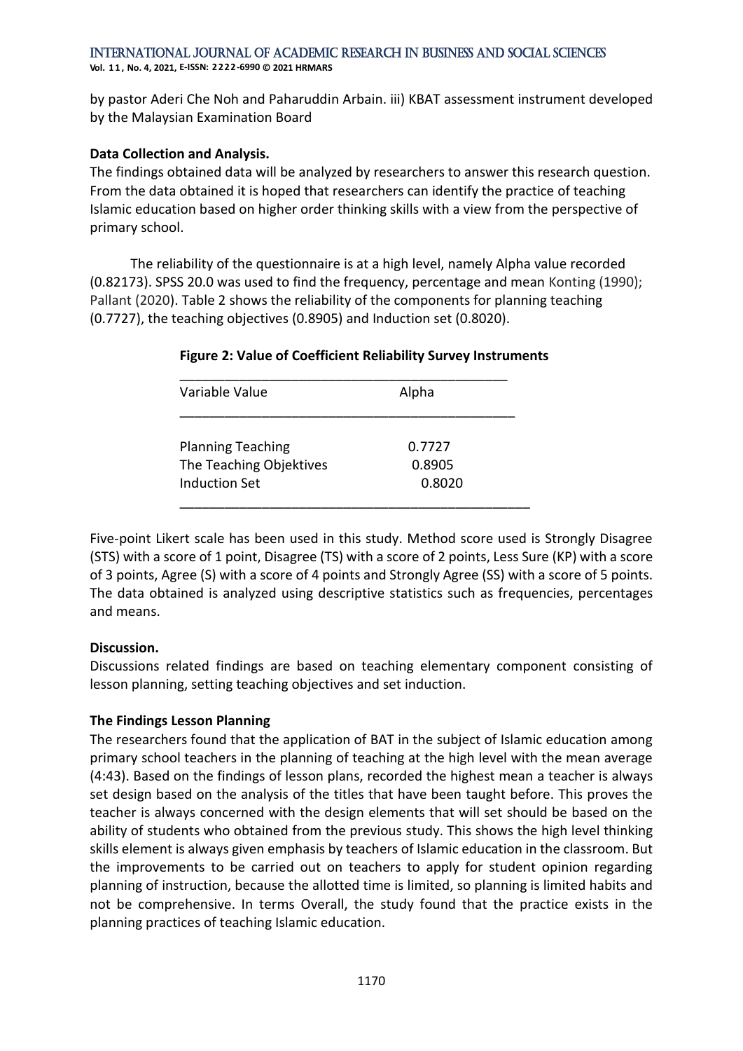by pastor Aderi Che Noh and Paharuddin Arbain. iii) KBAT assessment instrument developed by the Malaysian Examination Board

**Data Collection and Analysis.**

The findings obtained data will be analyzed by researchers to answer this research question. From the data obtained it is hoped that researchers can identify the practice of teaching Islamic education based on higher order thinking skills with a view from the perspective of primary school.

The reliability of the questionnaire is at a high level, namely Alpha value recorded (0.82173). SPSS 20.0 was used to find the frequency, percentage and mean Konting (1990); Pallant (2020). Table 2 shows the reliability of the components for planning teaching (0.7727), the teaching objectives (0.8905) and Induction set (0.8020).

**Figure 2: Value of Coefficient Reliability Survey Instruments**

| Variable Value | Alpha |
|---|---|
| Planning Teaching | 0.7727 |
| The Teaching Objektives | 0.8905 |
| Induction Set | 0.8020 |

Five-point Likert scale has been used in this study. Method score used is Strongly Disagree (STS) with a score of 1 point, Disagree (TS) with a score of 2 points, Less Sure (KP) with a score of 3 points, Agree (S) with a score of 4 points and Strongly Agree (SS) with a score of 5 points. The data obtained is analyzed using descriptive statistics such as frequencies, percentages and means.

**Discussion.**

Discussions related findings are based on teaching elementary component consisting of lesson planning, setting teaching objectives and set induction.

**The Findings Lesson Planning**

The researchers found that the application of BAT in the subject of Islamic education among primary school teachers in the planning of teaching at the high level with the mean average (4:43). Based on the findings of lesson plans, recorded the highest mean a teacher is always set design based on the analysis of the titles that have been taught before. This proves the teacher is always concerned with the design elements that will set should be based on the ability of students who obtained from the previous study. This shows the high level thinking skills element is always given emphasis by teachers of Islamic education in the classroom. But the improvements to be carried out on teachers to apply for student opinion regarding planning of instruction, because the allotted time is limited, so planning is limited habits and not be comprehensive. In terms Overall, the study found that the practice exists in the planning practices of teaching Islamic education.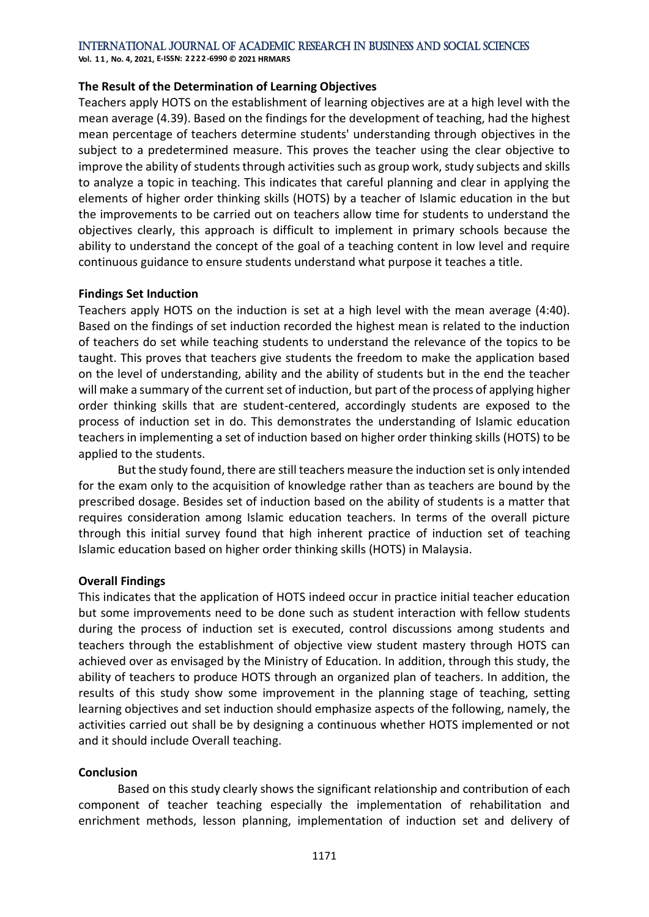**The Result of the Determination of Learning Objectives**

Teachers apply HOTS on the establishment of learning objectives are at a high level with the mean average (4.39). Based on the findings for the development of teaching, had the highest mean percentage of teachers determine students' understanding through objectives in the subject to a predetermined measure. This proves the teacher using the clear objective to improve the ability of students through activities such as group work, study subjects and skills to analyze a topic in teaching. This indicates that careful planning and clear in applying the elements of higher order thinking skills (HOTS) by a teacher of Islamic education in the but the improvements to be carried out on teachers allow time for students to understand the objectives clearly, this approach is difficult to implement in primary schools because the ability to understand the concept of the goal of a teaching content in low level and require continuous guidance to ensure students understand what purpose it teaches a title.

**Findings Set Induction**

Teachers apply HOTS on the induction is set at a high level with the mean average (4:40). Based on the findings of set induction recorded the highest mean is related to the induction of teachers do set while teaching students to understand the relevance of the topics to be taught. This proves that teachers give students the freedom to make the application based on the level of understanding, ability and the ability of students but in the end the teacher will make a summary of the current set of induction, but part of the process of applying higher order thinking skills that are student-centered, accordingly students are exposed to the process of induction set in do. This demonstrates the understanding of Islamic education teachers in implementing a set of induction based on higher order thinking skills (HOTS) to be applied to the students.

But the study found, there are still teachers measure the induction set is only intended for the exam only to the acquisition of knowledge rather than as teachers are bound by the prescribed dosage. Besides set of induction based on the ability of students is a matter that requires consideration among Islamic education teachers. In terms of the overall picture through this initial survey found that high inherent practice of induction set of teaching Islamic education based on higher order thinking skills (HOTS) in Malaysia.

**Overall Findings**

This indicates that the application of HOTS indeed occur in practice initial teacher education but some improvements need to be done such as student interaction with fellow students during the process of induction set is executed, control discussions among students and teachers through the establishment of objective view student mastery through HOTS can achieved over as envisaged by the Ministry of Education. In addition, through this study, the ability of teachers to produce HOTS through an organized plan of teachers. In addition, the results of this study show some improvement in the planning stage of teaching, setting learning objectives and set induction should emphasize aspects of the following, namely, the activities carried out shall be by designing a continuous whether HOTS implemented or not and it should include Overall teaching.

**Conclusion**

Based on this study clearly shows the significant relationship and contribution of each component of teacher teaching especially the implementation of rehabilitation and enrichment methods, lesson planning, implementation of induction set and delivery of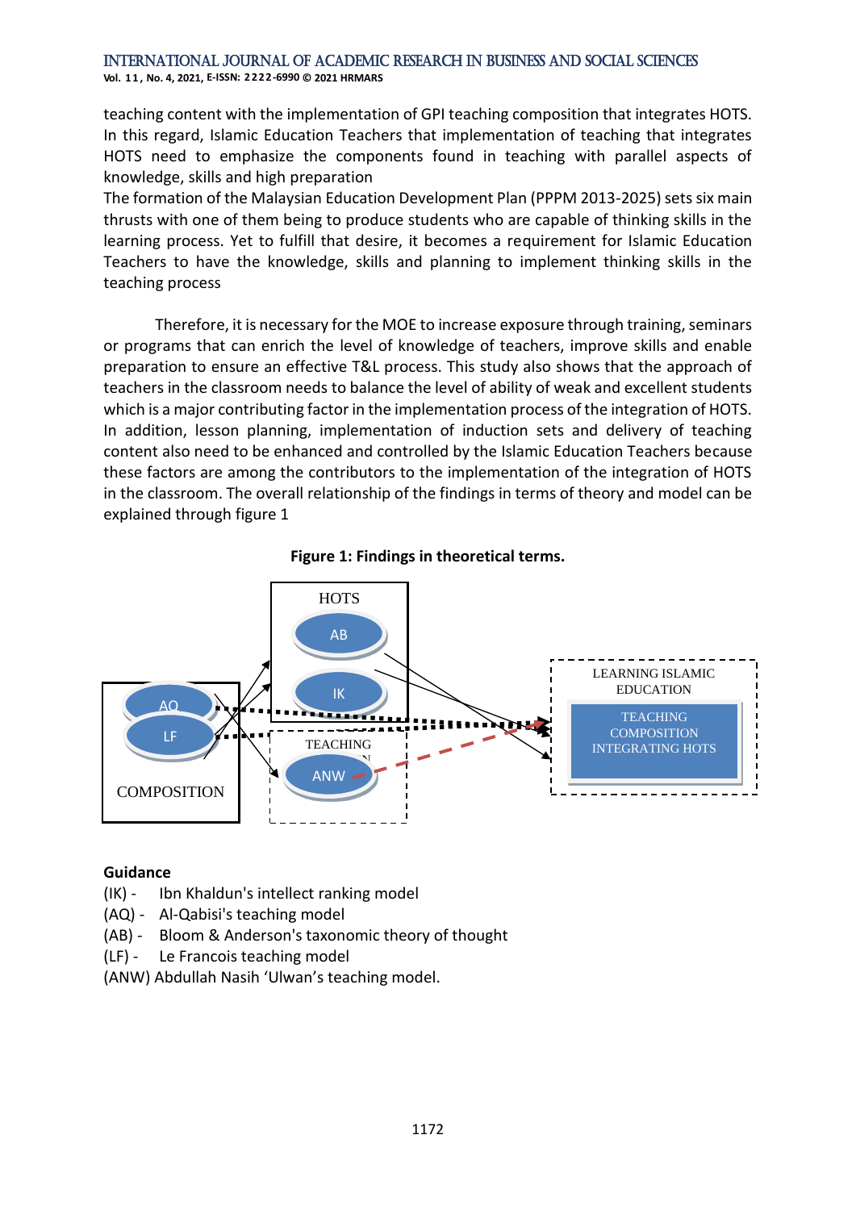teaching content with the implementation of GPI teaching composition that integrates HOTS. In this regard, Islamic Education Teachers that implementation of teaching that integrates HOTS need to emphasize the components found in teaching with parallel aspects of knowledge, skills and high preparation

The formation of the Malaysian Education Development Plan (PPPM 2013-2025) sets six main thrusts with one of them being to produce students who are capable of thinking skills in the learning process. Yet to fulfill that desire, it becomes a requirement for Islamic Education Teachers to have the knowledge, skills and planning to implement thinking skills in the teaching process

Therefore, it is necessary for the MOE to increase exposure through training, seminars or programs that can enrich the level of knowledge of teachers, improve skills and enable preparation to ensure an effective T&L process. This study also shows that the approach of teachers in the classroom needs to balance the level of ability of weak and excellent students which is a major contributing factor in the implementation process of the integration of HOTS. In addition, lesson planning, implementation of induction sets and delivery of teaching content also need to be enhanced and controlled by the Islamic Education Teachers because these factors are among the contributors to the implementation of the integration of HOTS in the classroom. The overall relationship of the findings in terms of theory and model can be explained through figure 1

**Figure 1: Findings in theoretical terms.**

HOTS: AB, IK
COMPOSITION: AQ, LF
TEACHING: ANW
LEARNING ISLAMIC EDUCATION: TEACHING COMPOSITION INTEGRATING HOTS

**Guidance**

(IK) - Ibn Khaldun's intellect ranking model
(AQ) - Al-Qabisi's teaching model
(AB) - Bloom & Anderson's taxonomic theory of thought
(LF) - Le Francois teaching model
(ANW) Abdullah Nasih 'Ulwan's teaching model.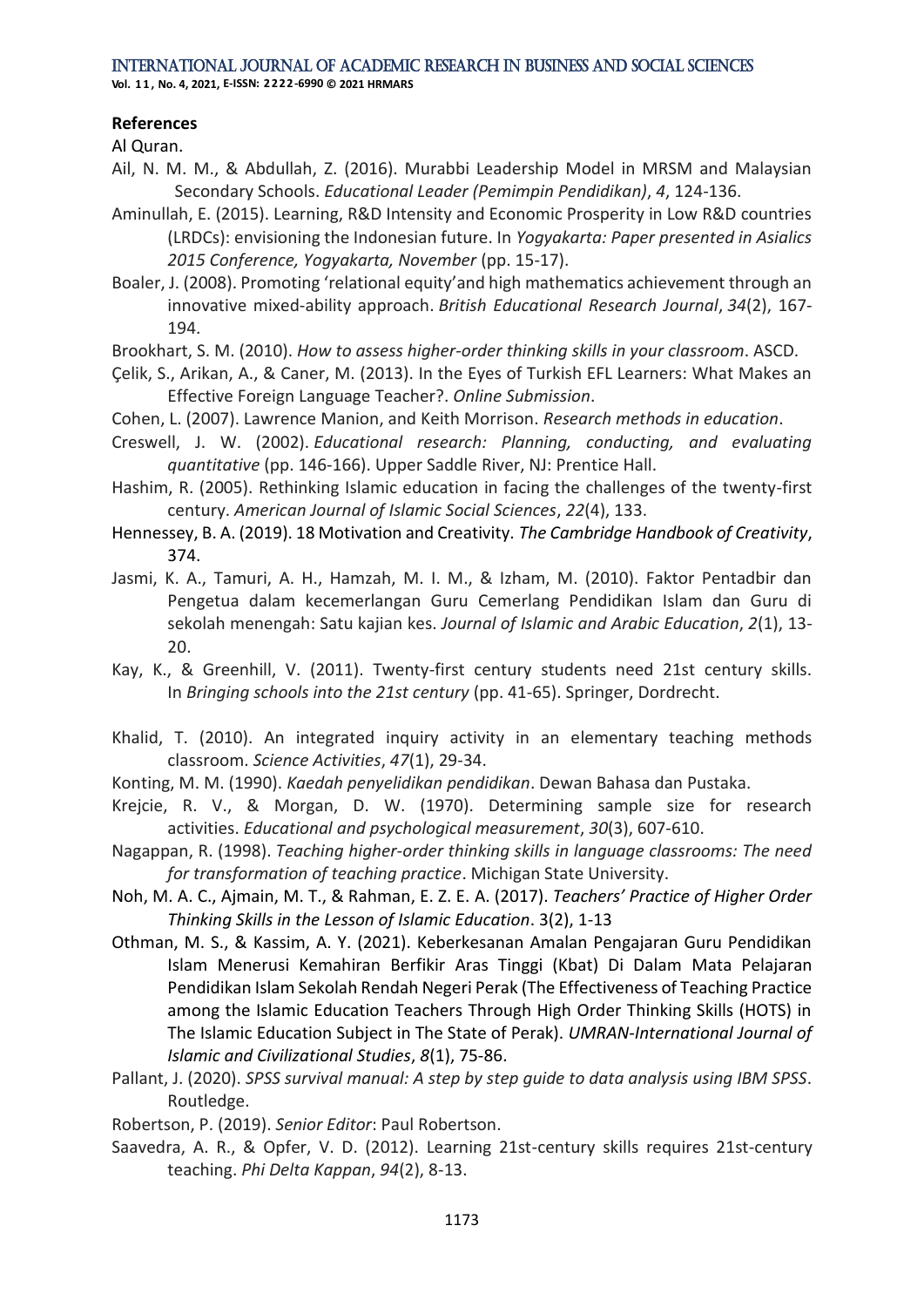**References**

Al Quran.

Ail, N. M. M., & Abdullah, Z. (2016). Murabbi Leadership Model in MRSM and Malaysian Secondary Schools. *Educational Leader (Pemimpin Pendidikan)*, *4*, 124-136.

Aminullah, E. (2015). Learning, R&D Intensity and Economic Prosperity in Low R&D countries (LRDCs): envisioning the Indonesian future. In *Yogyakarta: Paper presented in Asialics 2015 Conference, Yogyakarta, November* (pp. 15-17).

Boaler, J. (2008). Promoting 'relational equity'and high mathematics achievement through an innovative mixed-ability approach. *British Educational Research Journal*, *34*(2), 167-194.

Brookhart, S. M. (2010). *How to assess higher-order thinking skills in your classroom*. ASCD.

Çelik, S., Arikan, A., & Caner, M. (2013). In the Eyes of Turkish EFL Learners: What Makes an Effective Foreign Language Teacher?. *Online Submission*.

Cohen, L. (2007). Lawrence Manion, and Keith Morrison. *Research methods in education*.

Creswell, J. W. (2002). *Educational research: Planning, conducting, and evaluating quantitative* (pp. 146-166). Upper Saddle River, NJ: Prentice Hall.

Hashim, R. (2005). Rethinking Islamic education in facing the challenges of the twenty-first century. *American Journal of Islamic Social Sciences*, *22*(4), 133.

Hennessey, B. A. (2019). 18 Motivation and Creativity. *The Cambridge Handbook of Creativity*, 374.

Jasmi, K. A., Tamuri, A. H., Hamzah, M. I. M., & Izham, M. (2010). Faktor Pentadbir dan Pengetua dalam kecemerlangan Guru Cemerlang Pendidikan Islam dan Guru di sekolah menengah: Satu kajian kes. *Journal of Islamic and Arabic Education*, *2*(1), 13-20.

Kay, K., & Greenhill, V. (2011). Twenty-first century students need 21st century skills. In *Bringing schools into the 21st century* (pp. 41-65). Springer, Dordrecht.

Khalid, T. (2010). An integrated inquiry activity in an elementary teaching methods classroom. *Science Activities*, *47*(1), 29-34.

Konting, M. M. (1990). *Kaedah penyelidikan pendidikan*. Dewan Bahasa dan Pustaka.

Krejcie, R. V., & Morgan, D. W. (1970). Determining sample size for research activities. *Educational and psychological measurement*, *30*(3), 607-610.

Nagappan, R. (1998). *Teaching higher-order thinking skills in language classrooms: The need for transformation of teaching practice*. Michigan State University.

Noh, M. A. C., Ajmain, M. T., & Rahman, E. Z. E. A. (2017). *Teachers' Practice of Higher Order Thinking Skills in the Lesson of Islamic Education*. 3(2), 1-13

Othman, M. S., & Kassim, A. Y. (2021). Keberkesanan Amalan Pengajaran Guru Pendidikan Islam Menerusi Kemahiran Berfikir Aras Tinggi (Kbat) Di Dalam Mata Pelajaran Pendidikan Islam Sekolah Rendah Negeri Perak (The Effectiveness of Teaching Practice among the Islamic Education Teachers Through High Order Thinking Skills (HOTS) in The Islamic Education Subject in The State of Perak). *UMRAN-International Journal of Islamic and Civilizational Studies*, *8*(1), 75-86.

Pallant, J. (2020). *SPSS survival manual: A step by step guide to data analysis using IBM SPSS*. Routledge.

Robertson, P. (2019). *Senior Editor*: Paul Robertson.

Saavedra, A. R., & Opfer, V. D. (2012). Learning 21st-century skills requires 21st-century teaching. *Phi Delta Kappan*, *94*(2), 8-13.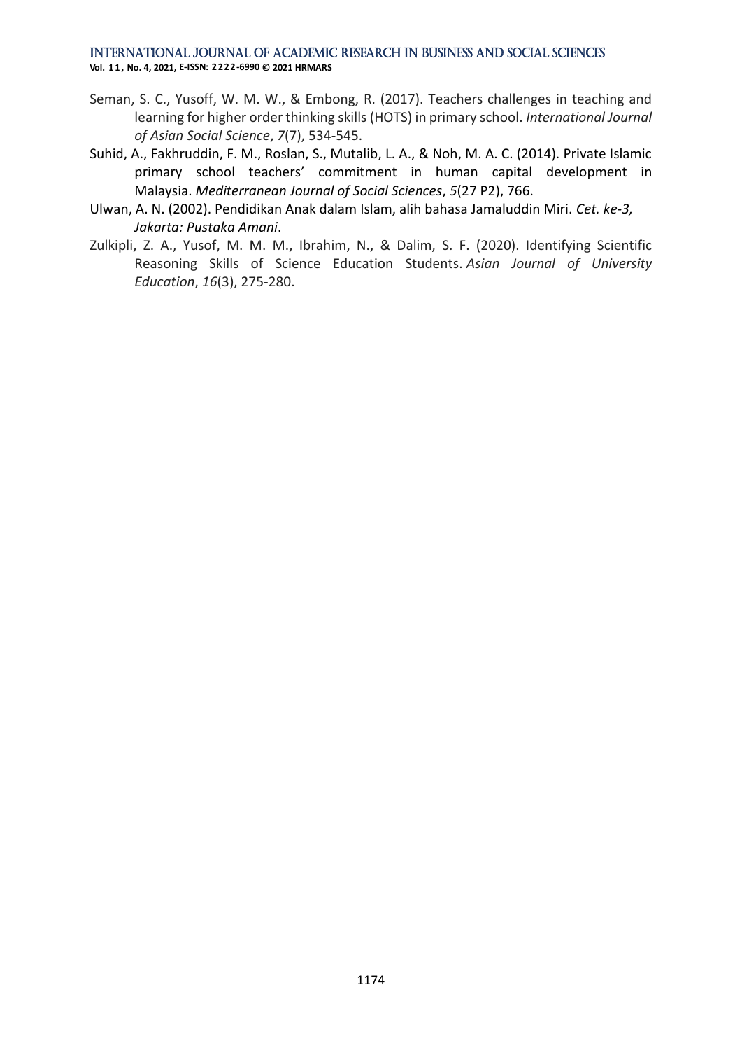Seman, S. C., Yusoff, W. M. W., & Embong, R. (2017). Teachers challenges in teaching and learning for higher order thinking skills (HOTS) in primary school. *International Journal of Asian Social Science*, *7*(7), 534-545.

Suhid, A., Fakhruddin, F. M., Roslan, S., Mutalib, L. A., & Noh, M. A. C. (2014). Private Islamic primary school teachers' commitment in human capital development in Malaysia. *Mediterranean Journal of Social Sciences*, *5*(27 P2), 766.

Ulwan, A. N. (2002). Pendidikan Anak dalam Islam, alih bahasa Jamaluddin Miri. *Cet. ke-3, Jakarta: Pustaka Amani*.

Zulkipli, Z. A., Yusof, M. M. M., Ibrahim, N., & Dalim, S. F. (2020). Identifying Scientific Reasoning Skills of Science Education Students. *Asian Journal of University Education*, *16*(3), 275-280.